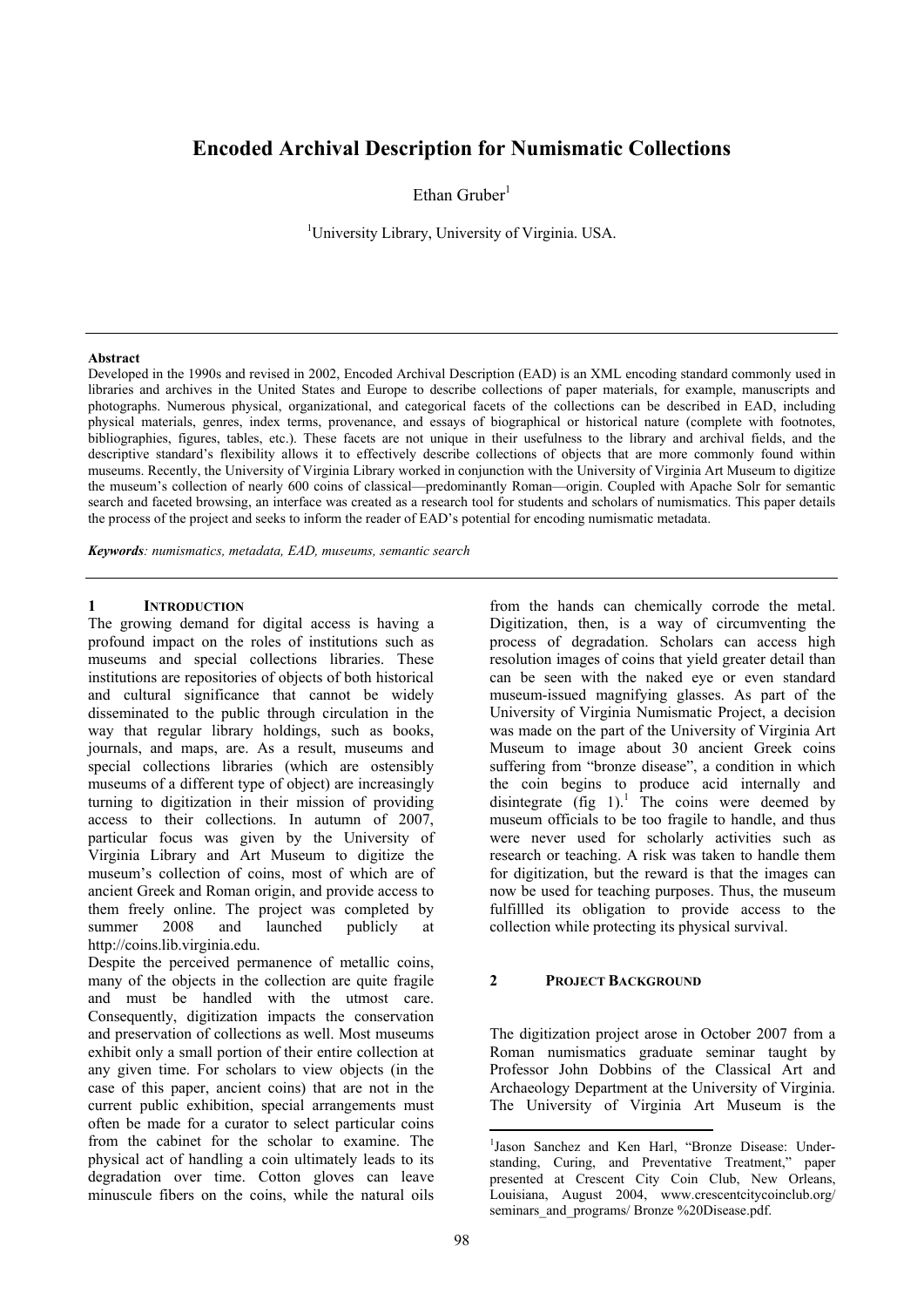# Encoded Archival Description for Numismatic Collections

Ethan Gruber[1]

[1]University Library, University of Virginia. USA.

---

**Abstract**

Developed in the 1990s and revised in 2002, Encoded Archival Description (EAD) is an XML encoding standard commonly used in libraries and archives in the United States and Europe to describe collections of paper materials, for example, manuscripts and photographs. Numerous physical, organizational, and categorical facets of the collections can be described in EAD, including physical materials, genres, index terms, provenance, and essays of biographical or historical nature (complete with footnotes, bibliographies, figures, tables, etc.). These facets are not unique in their usefulness to the library and archival fields, and the descriptive standard's flexibility allows it to effectively describe collections of objects that are more commonly found within museums. Recently, the University of Virginia Library worked in conjunction with the University of Virginia Art Museum to digitize the museum's collection of nearly 600 coins of classical—predominantly Roman—origin. Coupled with Apache Solr for semantic search and faceted browsing, an interface was created as a research tool for students and scholars of numismatics. This paper details the process of the project and seeks to inform the reader of EAD's potential for encoding numismatic metadata.

***Keywords**: numismatics, metadata, EAD, museums, semantic search*

---

## 1 Introduction

The growing demand for digital access is having a profound impact on the roles of institutions such as museums and special collections libraries. These institutions are repositories of objects of both historical and cultural significance that cannot be widely disseminated to the public through circulation in the way that regular library holdings, such as books, journals, and maps, are. As a result, museums and special collections libraries (which are ostensibly museums of a different type of object) are increasingly turning to digitization in their mission of providing access to their collections. In autumn of 2007, particular focus was given by the University of Virginia Library and Art Museum to digitize the museum's collection of coins, most of which are of ancient Greek and Roman origin, and provide access to them freely online. The project was completed by summer 2008 and launched publicly at http://coins.lib.virginia.edu.

Despite the perceived permanence of metallic coins, many of the objects in the collection are quite fragile and must be handled with the utmost care. Consequently, digitization impacts the conservation and preservation of collections as well. Most museums exhibit only a small portion of their entire collection at any given time. For scholars to view objects (in the case of this paper, ancient coins) that are not in the current public exhibition, special arrangements must often be made for a curator to select particular coins from the cabinet for the scholar to examine. The physical act of handling a coin ultimately leads to its degradation over time. Cotton gloves can leave minuscule fibers on the coins, while the natural oils from the hands can chemically corrode the metal. Digitization, then, is a way of circumventing the process of degradation. Scholars can access high resolution images of coins that yield greater detail than can be seen with the naked eye or even standard museum-issued magnifying glasses. As part of the University of Virginia Numismatic Project, a decision was made on the part of the University of Virginia Art Museum to image about 30 ancient Greek coins suffering from "bronze disease", a condition in which the coin begins to produce acid internally and disintegrate (fig 1).[1] The coins were deemed by museum officials to be too fragile to handle, and thus were never used for scholarly activities such as research or teaching. A risk was taken to handle them for digitization, but the reward is that the images can now be used for teaching purposes. Thus, the museum fulfillled its obligation to provide access to the collection while protecting its physical survival.

## 2 Project Background

The digitization project arose in October 2007 from a Roman numismatics graduate seminar taught by Professor John Dobbins of the Classical Art and Archaeology Department at the University of Virginia. The University of Virginia Art Museum is the

---

[1]Jason Sanchez and Ken Harl, "Bronze Disease: Understanding, Curing, and Preventative Treatment," paper presented at Crescent City Coin Club, New Orleans, Louisiana, August 2004, www.crescentcitycoinclub.org/seminars_and_programs/ Bronze %20Disease.pdf.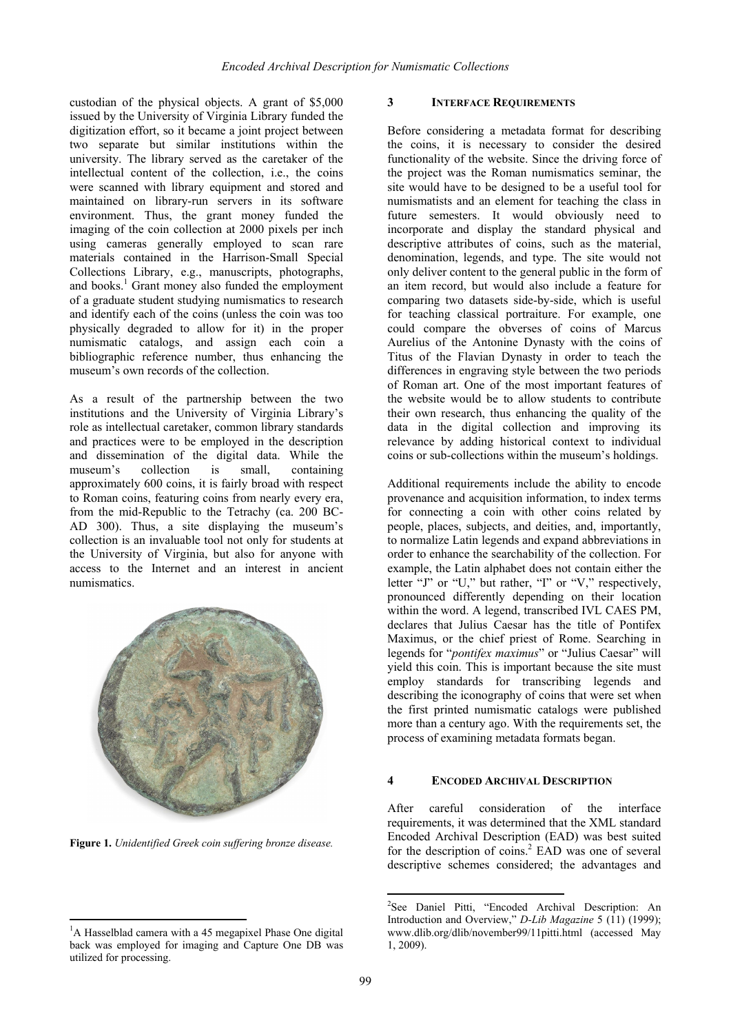custodian of the physical objects. A grant of $5,000 issued by the University of Virginia Library funded the digitization effort, so it became a joint project between two separate but similar institutions within the university. The library served as the caretaker of the intellectual content of the collection, i.e., the coins were scanned with library equipment and stored and maintained on library-run servers in its software environment. Thus, the grant money funded the imaging of the coin collection at 2000 pixels per inch using cameras generally employed to scan rare materials contained in the Harrison-Small Special Collections Library, e.g., manuscripts, photographs, and books.[1] Grant money also funded the employment of a graduate student studying numismatics to research and identify each of the coins (unless the coin was too physically degraded to allow for it) in the proper numismatic catalogs, and assign each coin a bibliographic reference number, thus enhancing the museum's own records of the collection.

As a result of the partnership between the two institutions and the University of Virginia Library's role as intellectual caretaker, common library standards and practices were to be employed in the description and dissemination of the digital data. While the museum's collection is small, containing approximately 600 coins, it is fairly broad with respect to Roman coins, featuring coins from nearly every era, from the mid-Republic to the Tetrachy (ca. 200 BC-AD 300). Thus, a site displaying the museum's collection is an invaluable tool not only for students at the University of Virginia, but also for anyone with access to the Internet and an interest in ancient numismatics.

**Figure 1.** *Unidentified Greek coin suffering bronze disease.*

## 3 Interface Requirements

Before considering a metadata format for describing the coins, it is necessary to consider the desired functionality of the website. Since the driving force of the project was the Roman numismatics seminar, the site would have to be designed to be a useful tool for numismatists and an element for teaching the class in future semesters. It would obviously need to incorporate and display the standard physical and descriptive attributes of coins, such as the material, denomination, legends, and type. The site would not only deliver content to the general public in the form of an item record, but would also include a feature for comparing two datasets side-by-side, which is useful for teaching classical portraiture. For example, one could compare the obverses of coins of Marcus Aurelius of the Antonine Dynasty with the coins of Titus of the Flavian Dynasty in order to teach the differences in engraving style between the two periods of Roman art. One of the most important features of the website would be to allow students to contribute their own research, thus enhancing the quality of the data in the digital collection and improving its relevance by adding historical context to individual coins or sub-collections within the museum's holdings.

Additional requirements include the ability to encode provenance and acquisition information, to index terms for connecting a coin with other coins related by people, places, subjects, and deities, and, importantly, to normalize Latin legends and expand abbreviations in order to enhance the searchability of the collection. For example, the Latin alphabet does not contain either the letter "J" or "U," but rather, "I" or "V," respectively, pronounced differently depending on their location within the word. A legend, transcribed IVL CAES PM, declares that Julius Caesar has the title of Pontifex Maximus, or the chief priest of Rome. Searching in legends for "*pontifex maximus*" or "Julius Caesar" will yield this coin. This is important because the site must employ standards for transcribing legends and describing the iconography of coins that were set when the first printed numismatic catalogs were published more than a century ago. With the requirements set, the process of examining metadata formats began.

## 4 Encoded Archival Description

After careful consideration of the interface requirements, it was determined that the XML standard Encoded Archival Description (EAD) was best suited for the description of coins.[2] EAD was one of several descriptive schemes considered; the advantages and

---

[1] A Hasselblad camera with a 45 megapixel Phase One digital back was employed for imaging and Capture One DB was utilized for processing.

[2] See Daniel Pitti, "Encoded Archival Description: An Introduction and Overview," *D-Lib Magazine* 5 (11) (1999); www.dlib.org/dlib/november99/11pitti.html (accessed May 1, 2009).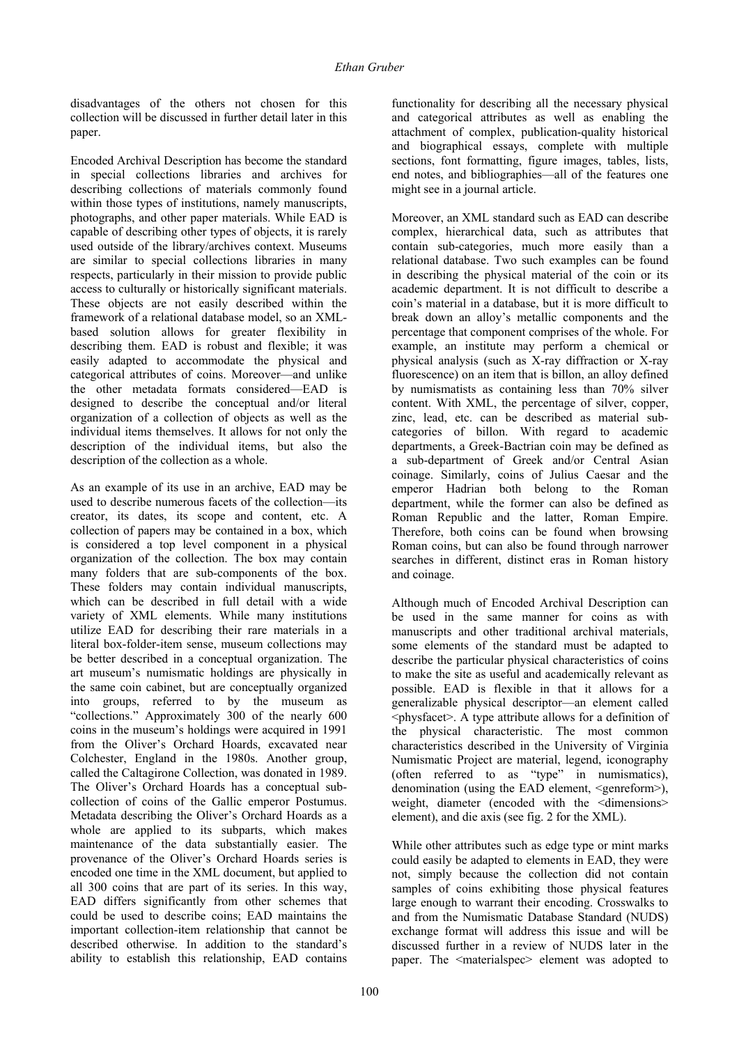disadvantages of the others not chosen for this collection will be discussed in further detail later in this paper.

Encoded Archival Description has become the standard in special collections libraries and archives for describing collections of materials commonly found within those types of institutions, namely manuscripts, photographs, and other paper materials. While EAD is capable of describing other types of objects, it is rarely used outside of the library/archives context. Museums are similar to special collections libraries in many respects, particularly in their mission to provide public access to culturally or historically significant materials. These objects are not easily described within the framework of a relational database model, so an XML-based solution allows for greater flexibility in describing them. EAD is robust and flexible; it was easily adapted to accommodate the physical and categorical attributes of coins. Moreover—and unlike the other metadata formats considered—EAD is designed to describe the conceptual and/or literal organization of a collection of objects as well as the individual items themselves. It allows for not only the description of the individual items, but also the description of the collection as a whole.

As an example of its use in an archive, EAD may be used to describe numerous facets of the collection—its creator, its dates, its scope and content, etc. A collection of papers may be contained in a box, which is considered a top level component in a physical organization of the collection. The box may contain many folders that are sub-components of the box. These folders may contain individual manuscripts, which can be described in full detail with a wide variety of XML elements. While many institutions utilize EAD for describing their rare materials in a literal box-folder-item sense, museum collections may be better described in a conceptual organization. The art museum's numismatic holdings are physically in the same coin cabinet, but are conceptually organized into groups, referred to by the museum as "collections." Approximately 300 of the nearly 600 coins in the museum's holdings were acquired in 1991 from the Oliver's Orchard Hoards, excavated near Colchester, England in the 1980s. Another group, called the Caltagirone Collection, was donated in 1989. The Oliver's Orchard Hoards has a conceptual sub-collection of coins of the Gallic emperor Postumus. Metadata describing the Oliver's Orchard Hoards as a whole are applied to its subparts, which makes maintenance of the data substantially easier. The provenance of the Oliver's Orchard Hoards series is encoded one time in the XML document, but applied to all 300 coins that are part of its series. In this way, EAD differs significantly from other schemes that could be used to describe coins; EAD maintains the important collection-item relationship that cannot be described otherwise. In addition to the standard's ability to establish this relationship, EAD contains functionality for describing all the necessary physical and categorical attributes as well as enabling the attachment of complex, publication-quality historical and biographical essays, complete with multiple sections, font formatting, figure images, tables, lists, end notes, and bibliographies—all of the features one might see in a journal article.

Moreover, an XML standard such as EAD can describe complex, hierarchical data, such as attributes that contain sub-categories, much more easily than a relational database. Two such examples can be found in describing the physical material of the coin or its academic department. It is not difficult to describe a coin's material in a database, but it is more difficult to break down an alloy's metallic components and the percentage that component comprises of the whole. For example, an institute may perform a chemical or physical analysis (such as X-ray diffraction or X-ray fluorescence) on an item that is billon, an alloy defined by numismatists as containing less than 70% silver content. With XML, the percentage of silver, copper, zinc, lead, etc. can be described as material sub-categories of billon. With regard to academic departments, a Greek-Bactrian coin may be defined as a sub-department of Greek and/or Central Asian coinage. Similarly, coins of Julius Caesar and the emperor Hadrian both belong to the Roman department, while the former can also be defined as Roman Republic and the latter, Roman Empire. Therefore, both coins can be found when browsing Roman coins, but can also be found through narrower searches in different, distinct eras in Roman history and coinage.

Although much of Encoded Archival Description can be used in the same manner for coins as with manuscripts and other traditional archival materials, some elements of the standard must be adapted to describe the particular physical characteristics of coins to make the site as useful and academically relevant as possible. EAD is flexible in that it allows for a generalizable physical descriptor—an element called <physfacet>. A type attribute allows for a definition of the physical characteristic. The most common characteristics described in the University of Virginia Numismatic Project are material, legend, iconography (often referred to as "type" in numismatics), denomination (using the EAD element, <genreform>), weight, diameter (encoded with the <dimensions> element), and die axis (see fig. 2 for the XML).

While other attributes such as edge type or mint marks could easily be adapted to elements in EAD, they were not, simply because the collection did not contain samples of coins exhibiting those physical features large enough to warrant their encoding. Crosswalks to and from the Numismatic Database Standard (NUDS) exchange format will address this issue and will be discussed further in a review of NUDS later in the paper. The <materialspec> element was adopted to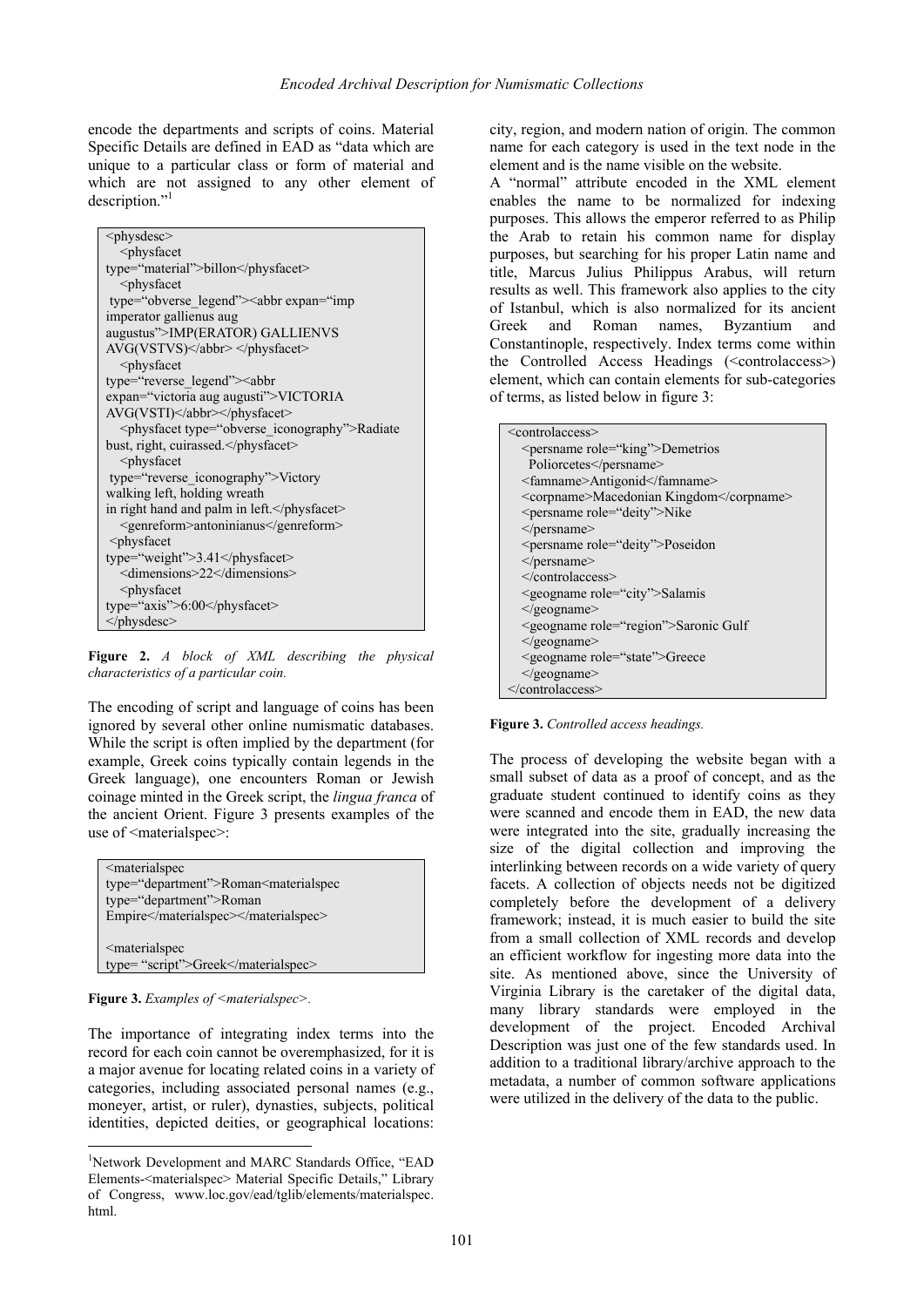encode the departments and scripts of coins. Material Specific Details are defined in EAD as "data which are unique to a particular class or form of material and which are not assigned to any other element of description."[1]

```
<physdesc>
   <physfacet
type="material">billon</physfacet>
   <physfacet
 type="obverse_legend"><abbr expan="imp
imperator gallienus aug
augustus">IMP(ERATOR) GALLIENVS
AVG(VSTVS)</abbr> </physfacet>
   <physfacet
type="reverse_legend"><abbr
expan="victoria aug augusti">VICTORIA
AVG(VSTI)</abbr></physfacet>
   <physfacet type="obverse_iconography">Radiate
bust, right, cuirassed.</physfacet>
   <physfacet
 type="reverse_iconography">Victory
walking left, holding wreath
in right hand and palm in left.</physfacet>
   <genreform>antoninianus</genreform>
 <physfacet
type="weight">3.41</physfacet>
   <dimensions>22</dimensions>
   <physfacet
type="axis">6:00</physfacet>
</physdesc>
```

**Figure 2.** *A block of XML describing the physical characteristics of a particular coin.*

The encoding of script and language of coins has been ignored by several other online numismatic databases. While the script is often implied by the department (for example, Greek coins typically contain legends in the Greek language), one encounters Roman or Jewish coinage minted in the Greek script, the *lingua franca* of the ancient Orient. Figure 3 presents examples of the use of <materialspec>:

```
<materialspec
type="department">Roman<materialspec
type="department">Roman
Empire</materialspec></materialspec>

<materialspec
type= "script">Greek</materialspec>
```

**Figure 3.** *Examples of <materialspec>.*

The importance of integrating index terms into the record for each coin cannot be overemphasized, for it is a major avenue for locating related coins in a variety of categories, including associated personal names (e.g., moneyer, artist, or ruler), dynasties, subjects, political identities, depicted deities, or geographical locations: city, region, and modern nation of origin. The common name for each category is used in the text node in the element and is the name visible on the website.

A "normal" attribute encoded in the XML element enables the name to be normalized for indexing purposes. This allows the emperor referred to as Philip the Arab to retain his common name for display purposes, but searching for his proper Latin name and title, Marcus Julius Philippus Arabus, will return results as well. This framework also applies to the city of Istanbul, which is also normalized for its ancient Greek and Roman names, Byzantium and Constantinople, respectively. Index terms come within the Controlled Access Headings (<controlaccess>) element, which can contain elements for sub-categories of terms, as listed below in figure 3:

```
<controlaccess>
   <persname role="king">Demetrios
    Poliorcetes</persname>
   <famname>Antigonid</famname>
   <corpname>Macedonian Kingdom</corpname>
   <persname role="deity">Nike
   </persname>
   <persname role="deity">Poseidon
   </persname>
   </controlaccess>
   <geogname role="city">Salamis
   </geogname>
   <geogname role="region">Saronic Gulf
   </geogname>
   <geogname role="state">Greece
   </geogname>
</controlaccess>
```

**Figure 3.** *Controlled access headings.*

The process of developing the website began with a small subset of data as a proof of concept, and as the graduate student continued to identify coins as they were scanned and encode them in EAD, the new data were integrated into the site, gradually increasing the size of the digital collection and improving the interlinking between records on a wide variety of query facets. A collection of objects need not be digitized completely before the development of a delivery framework; instead, it is much easier to build the site from a small collection of XML records and develop an efficient workflow for ingesting more data into the site. As mentioned above, since the University of Virginia Library is the caretaker of the digital data, many library standards were employed in the development of the project. Encoded Archival Description was just one of the few standards used. In addition to a traditional library/archive approach to the metadata, a number of common software applications were utilized in the delivery of the data to the public.

---

[1] Network Development and MARC Standards Office, "EAD Elements-<materialspec> Material Specific Details," Library of Congress, www.loc.gov/ead/tglib/elements/materialspec.html.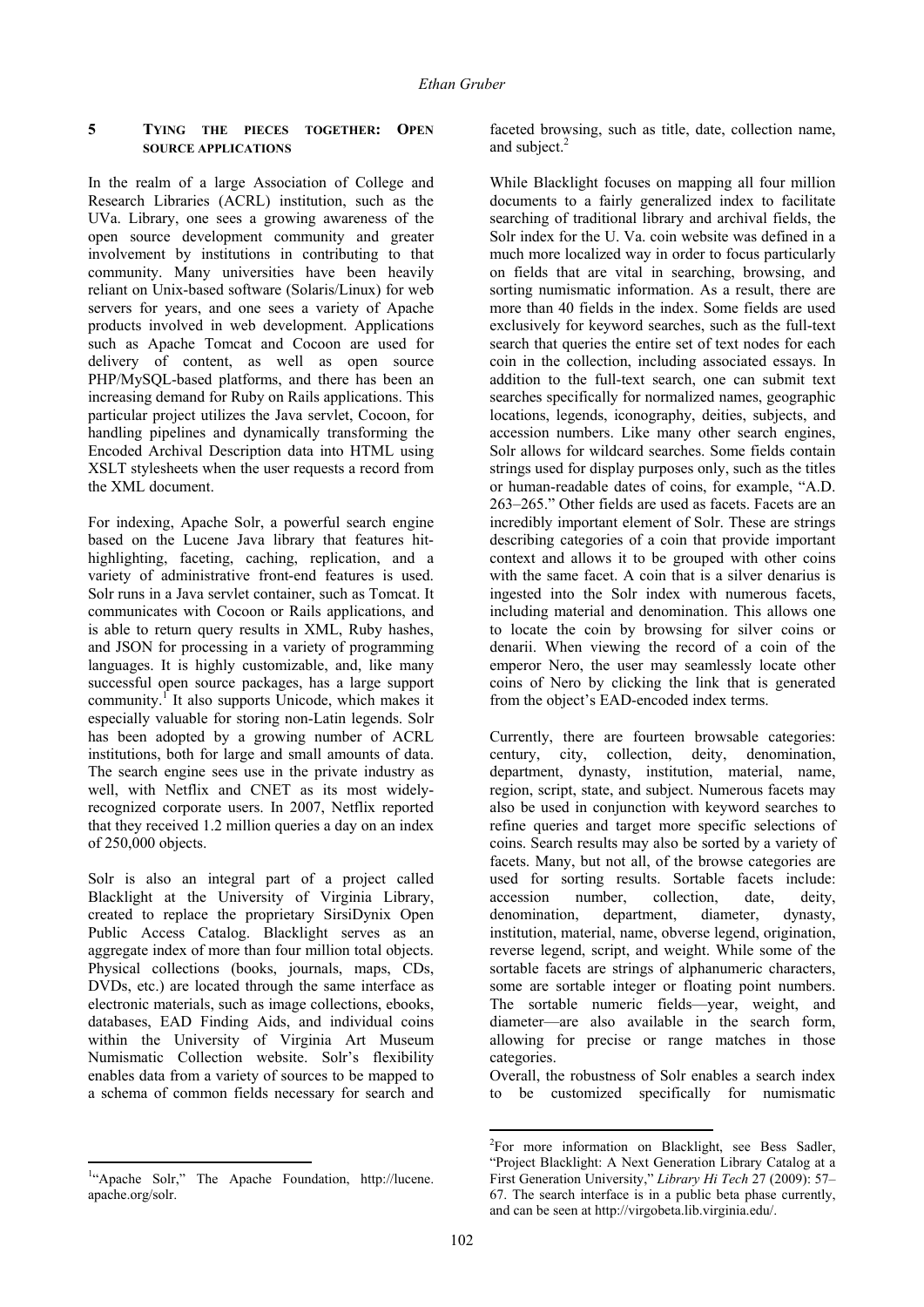## 5 Tying the Pieces Together: Open Source Applications

In the realm of a large Association of College and Research Libraries (ACRL) institution, such as the UVa. Library, one sees a growing awareness of the open source development community and greater involvement by institutions in contributing to that community. Many universities have been heavily reliant on Unix-based software (Solaris/Linux) for web servers for years, and one sees a variety of Apache products involved in web development. Applications such as Apache Tomcat and Cocoon are used for delivery of content, as well as open source PHP/MySQL-based platforms, and there has been an increasing demand for Ruby on Rails applications. This particular project utilizes the Java servlet, Cocoon, for handling pipelines and dynamically transforming the Encoded Archival Description data into HTML using XSLT stylesheets when the user requests a record from the XML document.

For indexing, Apache Solr, a powerful search engine based on the Lucene Java library that features hit-highlighting, faceting, caching, replication, and a variety of administrative front-end features is used. Solr runs in a Java servlet container, such as Tomcat. It communicates with Cocoon or Rails applications, and is able to return query results in XML, Ruby hashes, and JSON for processing in a variety of programming languages. It is highly customizable, and, like many successful open source packages, has a large support community.[1] It also supports Unicode, which makes it especially valuable for storing non-Latin legends. Solr has been adopted by a growing number of ACRL institutions, both for large and small amounts of data. The search engine sees use in the private industry as well, with Netflix and CNET as its most widely-recognized corporate users. In 2007, Netflix reported that they received 1.2 million queries a day on an index of 250,000 objects.

Solr is also an integral part of a project called Blacklight at the University of Virginia Library, created to replace the proprietary SirsiDynix Open Public Access Catalog. Blacklight serves as an aggregate index of more than four million total objects. Physical collections (books, journals, maps, CDs, DVDs, etc.) are located through the same interface as electronic materials, such as image collections, ebooks, databases, EAD Finding Aids, and individual coins within the University of Virginia Art Museum Numismatic Collection website. Solr's flexibility enables data from a variety of sources to be mapped to a schema of common fields necessary for search and faceted browsing, such as title, date, collection name, and subject.[2]

While Blacklight focuses on mapping all four million documents to a fairly generalized index to facilitate searching of traditional library and archival fields, the Solr index for the U. Va. coin website was defined in a much more localized way in order to focus particularly on fields that are vital in searching, browsing, and sorting numismatic information. As a result, there are more than 40 fields in the index. Some fields are used exclusively for keyword searches, such as the full-text search that queries the entire set of text nodes for each coin in the collection, including associated essays. In addition to the full-text search, one can submit text searches specifically for normalized names, geographic locations, legends, iconography, deities, subjects, and accession numbers. Like many other search engines, Solr allows for wildcard searches. Some fields contain strings used for display purposes only, such as the titles or human-readable dates of coins, for example, "A.D. 263–265." Other fields are used as facets. Facets are an incredibly important element of Solr. These are strings describing categories of a coin that provide important context and allows it to be grouped with other coins with the same facet. A coin that is a silver denarius is ingested into the Solr index with numerous facets, including material and denomination. This allows one to locate the coin by browsing for silver coins or denarii. When viewing the record of a coin of the emperor Nero, the user may seamlessly locate other coins of Nero by clicking the link that is generated from the object's EAD-encoded index terms.

Currently, there are fourteen browsable categories: century, city, collection, deity, denomination, department, dynasty, institution, material, name, region, script, state, and subject. Numerous facets may also be used in conjunction with keyword searches to refine queries and target more specific selections of coins. Search results may also be sorted by a variety of facets. Many, but not all, of the browse categories are used for sorting results. Sortable facets include: accession number, collection, date, deity, denomination, department, diameter, dynasty, institution, material, name, obverse legend, origination, reverse legend, script, and weight. While some of the sortable facets are strings of alphanumeric characters, some are sortable integer or floating point numbers. The sortable numeric fields—year, weight, and diameter—are also available in the search form, allowing for precise or range matches in those categories.

Overall, the robustness of Solr enables a search index to be customized specifically for numismatic

---

[1] "Apache Solr," The Apache Foundation, http://lucene.apache.org/solr.

[2] For more information on Blacklight, see Bess Sadler, "Project Blacklight: A Next Generation Library Catalog at a First Generation University," *Library Hi Tech* 27 (2009): 57–67. The search interface is in a public beta phase currently, and can be seen at http://virgobeta.lib.virginia.edu/.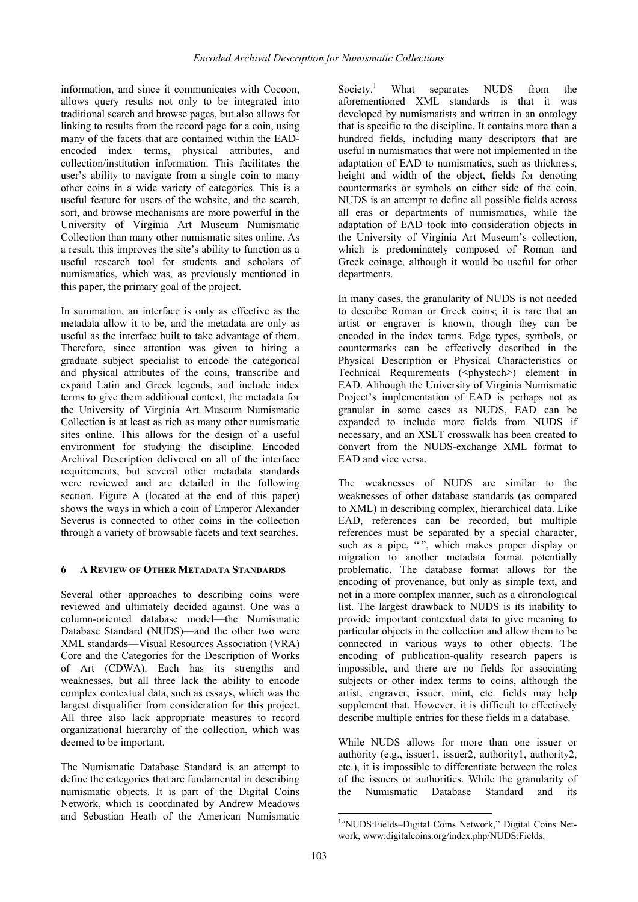information, and since it communicates with Cocoon, allows query results not only to be integrated into traditional search and browse pages, but also allows for linking to results from the record page for a coin, using many of the facets that are contained within the EAD-encoded index terms, physical attributes, and collection/institution information. This facilitates the user's ability to navigate from a single coin to many other coins in a wide variety of categories. This is a useful feature for users of the website, and the search, sort, and browse mechanisms are more powerful in the University of Virginia Art Museum Numismatic Collection than many other numismatic sites online. As a result, this improves the site's ability to function as a useful research tool for students and scholars of numismatics, which was, as previously mentioned in this paper, the primary goal of the project.

In summation, an interface is only as effective as the metadata allow it to be, and the metadata are only as useful as the interface built to take advantage of them. Therefore, since attention was given to hiring a graduate subject specialist to encode the categorical and physical attributes of the coins, transcribe and expand Latin and Greek legends, and include index terms to give them additional context, the metadata for the University of Virginia Art Museum Numismatic Collection is at least as rich as many other numismatic sites online. This allows for the design of a useful environment for studying the discipline. Encoded Archival Description delivered on all of the interface requirements, but several other metadata standards were reviewed and are detailed in the following section. Figure A (located at the end of this paper) shows the ways in which a coin of Emperor Alexander Severus is connected to other coins in the collection through a variety of browsable facets and text searches.

## 6 A Review of Other Metadata Standards

Several other approaches to describing coins were reviewed and ultimately decided against. One was a column-oriented database model—the Numismatic Database Standard (NUDS)—and the other two were XML standards—Visual Resources Association (VRA) Core and the Categories for the Description of Works of Art (CDWA). Each has its strengths and weaknesses, but all three lack the ability to encode complex contextual data, such as essays, which was the largest disqualifier from consideration for this project. All three also lack appropriate measures to record organizational hierarchy of the collection, which was deemed to be important.

The Numismatic Database Standard is an attempt to define the categories that are fundamental in describing numismatic objects. It is part of the Digital Coins Network, which is coordinated by Andrew Meadows and Sebastian Heath of the American Numismatic Society.[1] What separates NUDS from the aforementioned XML standards is that it was developed by numismatists and written in an ontology that is specific to the discipline. It contains more than a hundred fields, including many descriptors that are useful in numismatics that were not implemented in the adaptation of EAD to numismatics, such as thickness, height and width of the object, fields for denoting countermarks or symbols on either side of the coin. NUDS is an attempt to define all possible fields across all eras or departments of numismatics, while the adaptation of EAD took into consideration objects in the University of Virginia Art Museum's collection, which is predominately composed of Roman and Greek coinage, although it would be useful for other departments.

In many cases, the granularity of NUDS is not needed to describe Roman or Greek coins; it is rare that an artist or engraver is known, though they can be encoded in the index terms. Edge types, symbols, or countermarks can be effectively described in the Physical Description or Physical Characteristics or Technical Requirements (<phystech>) element in EAD. Although the University of Virginia Numismatic Project's implementation of EAD is perhaps not as granular in some cases as NUDS, EAD can be expanded to include more fields from NUDS if necessary, and an XSLT crosswalk has been created to convert from the NUDS-exchange XML format to EAD and vice versa.

The weaknesses of NUDS are similar to the weaknesses of other database standards (as compared to XML) in describing complex, hierarchical data. Like EAD, references can be recorded, but multiple references must be separated by a special character, such as a pipe, "|", which makes proper display or migration to another metadata format potentially problematic. The database format allows for the encoding of provenance, but only as simple text, and not in a more complex manner, such as a chronological list. The largest drawback to NUDS is its inability to provide important contextual data to give meaning to particular objects in the collection and allow them to be connected in various ways to other objects. The encoding of publication-quality research papers is impossible, and there are no fields for associating subjects or other index terms to coins, although the artist, engraver, issuer, mint, etc. fields may help supplement that. However, it is difficult to effectively describe multiple entries for these fields in a database.

While NUDS allows for more than one issuer or authority (e.g., issuer1, issuer2, authority1, authority2, etc.), it is impossible to differentiate between the roles of the issuers or authorities. While the granularity of the Numismatic Database Standard and its

[1] "NUDS:Fields–Digital Coins Network," Digital Coins Network, www.digitalcoins.org/index.php/NUDS:Fields.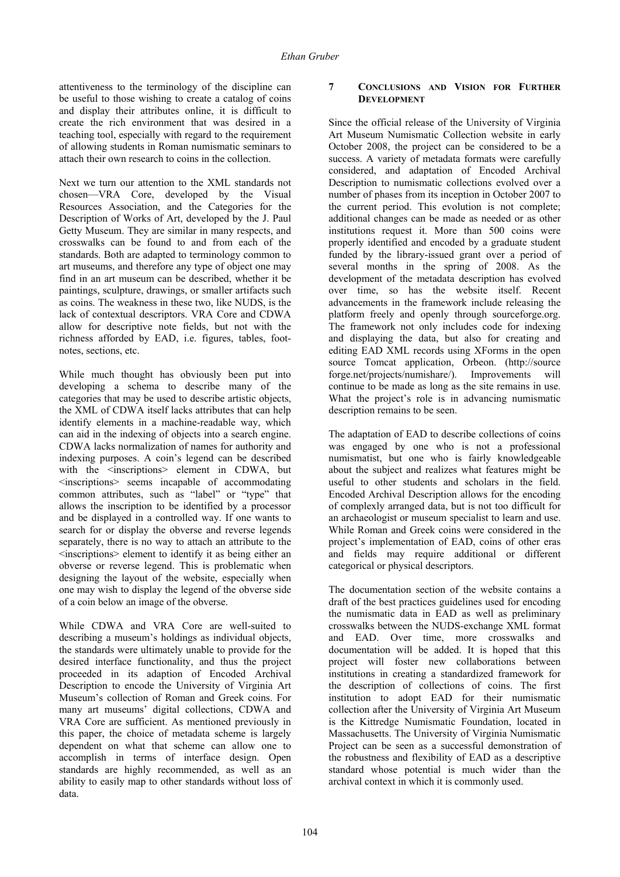attentiveness to the terminology of the discipline can be useful to those wishing to create a catalog of coins and display their attributes online, it is difficult to create the rich environment that was desired in a teaching tool, especially with regard to the requirement of allowing students in Roman numismatic seminars to attach their own research to coins in the collection.

Next we turn our attention to the XML standards not chosen—VRA Core, developed by the Visual Resources Association, and the Categories for the Description of Works of Art, developed by the J. Paul Getty Museum. They are similar in many respects, and crosswalks can be found to and from each of the standards. Both are adapted to terminology common to art museums, and therefore any type of object one may find in an art museum can be described, whether it be paintings, sculpture, drawings, or smaller artifacts such as coins. The weakness in these two, like NUDS, is the lack of contextual descriptors. VRA Core and CDWA allow for descriptive note fields, but not with the richness afforded by EAD, i.e. figures, tables, footnotes, sections, etc.

While much thought has obviously been put into developing a schema to describe many of the categories that may be used to describe artistic objects, the XML of CDWA itself lacks attributes that can help identify elements in a machine-readable way, which can aid in the indexing of objects into a search engine. CDWA lacks normalization of names for authority and indexing purposes. A coin's legend can be described with the <inscriptions> element in CDWA, but <inscriptions> seems incapable of accommodating common attributes, such as "label" or "type" that allows the inscription to be identified by a processor and be displayed in a controlled way. If one wants to search for or display the obverse and reverse legends separately, there is no way to attach an attribute to the <inscriptions> element to identify it as being either an obverse or reverse legend. This is problematic when designing the layout of the website, especially when one may wish to display the legend of the obverse side of a coin below an image of the obverse.

While CDWA and VRA Core are well-suited to describing a museum's holdings as individual objects, the standards were ultimately unable to provide for the desired interface functionality, and thus the project proceeded in its adaption of Encoded Archival Description to encode the University of Virginia Art Museum's collection of Roman and Greek coins. For many art museums' digital collections, CDWA and VRA Core are sufficient. As mentioned previously in this paper, the choice of metadata scheme is largely dependent on what that scheme can allow one to accomplish in terms of interface design. Open standards are highly recommended, as well as an ability to easily map to other standards without loss of data.

## 7 Conclusions and Vision for Further Development

Since the official release of the University of Virginia Art Museum Numismatic Collection website in early October 2008, the project can be considered to be a success. A variety of metadata formats were carefully considered, and adaptation of Encoded Archival Description to numismatic collections evolved over a number of phases from its inception in October 2007 to the current period. This evolution is not complete; additional changes can be made as needed or as other institutions request it. More than 500 coins were properly identified and encoded by a graduate student funded by the library-issued grant over a period of several months in the spring of 2008. As the development of the metadata description has evolved over time, so has the website itself. Recent advancements in the framework include releasing the platform freely and openly through sourceforge.org. The framework not only includes code for indexing and displaying the data, but also for creating and editing EAD XML records using XForms in the open source Tomcat application, Orbeon. (http://sourceforge.net/projects/numishare/). Improvements will continue to be made as long as the site remains in use. What the project's role is in advancing numismatic description remains to be seen.

The adaptation of EAD to describe collections of coins was engaged by one who is not a professional numismatist, but one who is fairly knowledgeable about the subject and realizes what features might be useful to other students and scholars in the field. Encoded Archival Description allows for the encoding of complexly arranged data, but is not too difficult for an archaeologist or museum specialist to learn and use. While Roman and Greek coins were considered in the project's implementation of EAD, coins of other eras and fields may require additional or different categorical or physical descriptors.

The documentation section of the website contains a draft of the best practices guidelines used for encoding the numismatic data in EAD as well as preliminary crosswalks between the NUDS-exchange XML format and EAD. Over time, more crosswalks and documentation will be added. It is hoped that this project will foster new collaborations between institutions in creating a standardized framework for the description of collections of coins. The first institution to adopt EAD for their numismatic collection after the University of Virginia Art Museum is the Kittredge Numismatic Foundation, located in Massachusetts. The University of Virginia Numismatic Project can be seen as a successful demonstration of the robustness and flexibility of EAD as a descriptive standard whose potential is much wider than the archival context in which it is commonly used.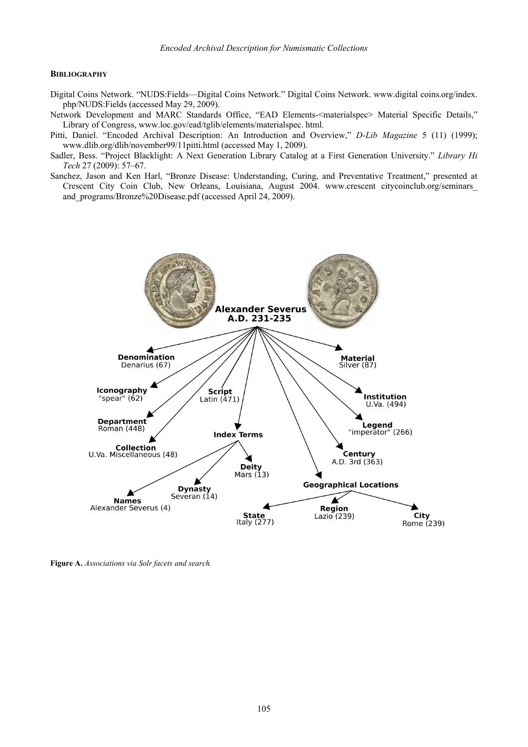## BIBLIOGRAPHY

Digital Coins Network. "NUDS:Fields—Digital Coins Network." Digital Coins Network. www.digital coins.org/index.php/NUDS:Fields (accessed May 29, 2009).

Network Development and MARC Standards Office, "EAD Elements-<materialspec> Material Specific Details," Library of Congress, www.loc.gov/ead/tglib/elements/materialspec. html.

Pitti, Daniel. "Encoded Archival Description: An Introduction and Overview," *D-Lib Magazine* 5 (11) (1999); www.dlib.org/dlib/november99/11pitti.html (accessed May 1, 2009).

Sadler, Bess. "Project Blacklight: A Next Generation Library Catalog at a First Generation University." *Library Hi Tech* 27 (2009): 57–67.

Sanchez, Jason and Ken Harl, "Bronze Disease: Understanding, Curing, and Preventative Treatment," presented at Crescent City Coin Club, New Orleans, Louisiana, August 2004. www.crescent citycoinclub.org/seminars_and_programs/Bronze%20Disease.pdf (accessed April 24, 2009).

Alexander Severus
A.D. 231-235

Denomination
Denarius (67)

Material
Silver (87)

Iconography
"spear" (62)

Script
Latin (471)

Institution
U.Va. (494)

Department
Roman (448)

Legend
"imperator" (266)

Index Terms

Collection
U.Va. Miscellaneous (48)

Century
A.D. 3rd (363)

Deity
Mars (13)

Dynasty
Severan (14)

Geographical Locations

Names
Alexander Severus (4)

State
Italy (277)

Region
Lazio (239)

City
Rome (239)

**Figure A.** *Associations via Solr facets and search.*